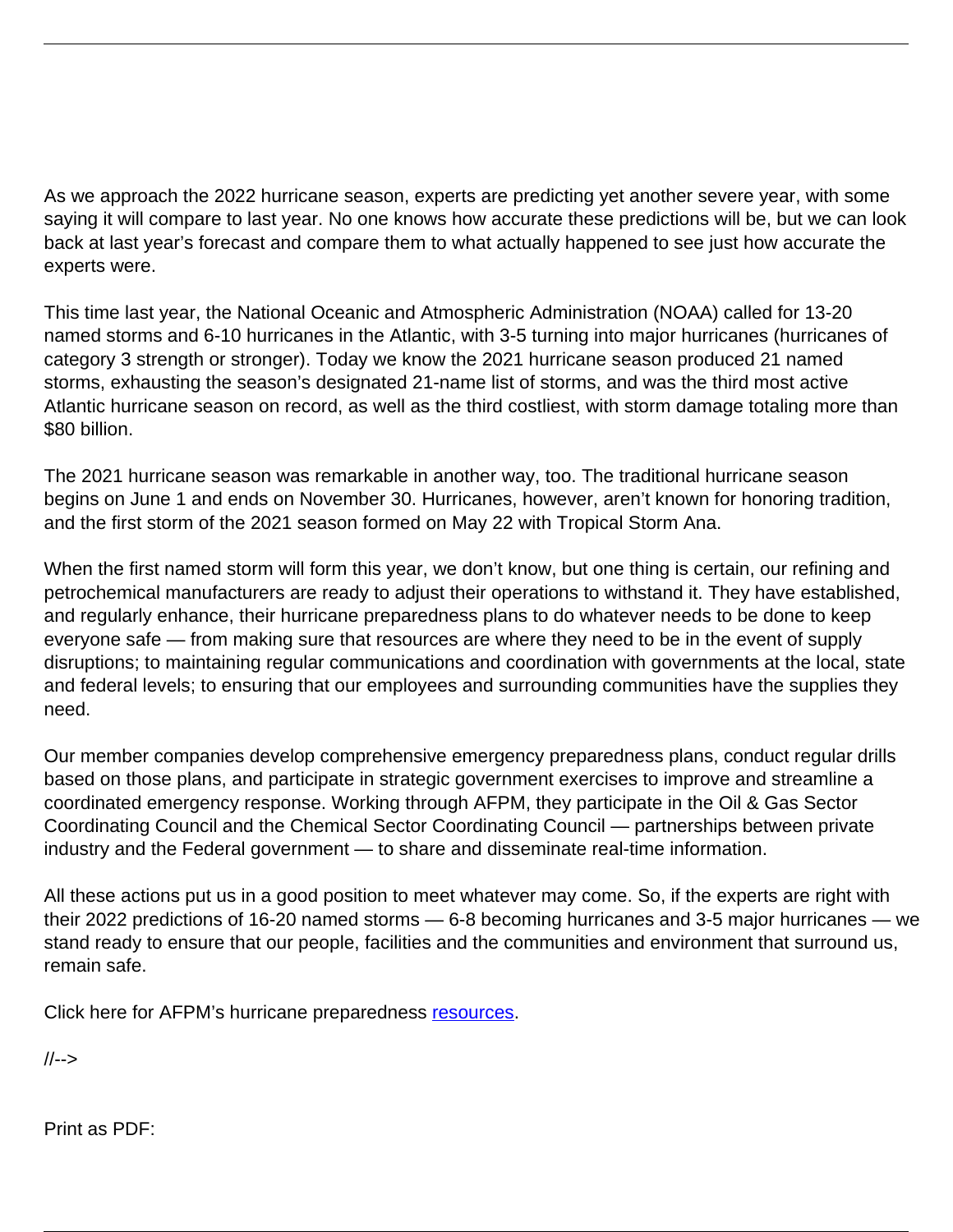As we approach the 2022 hurricane season, experts are predicting yet another severe year, with some saying it will compare to last year. No one knows how accurate these predictions will be, but we can look back at last year's forecast and compare them to what actually happened to see just how accurate the experts were.

This time last year, the National Oceanic and Atmospheric Administration (NOAA) called for 13-20 named storms and 6-10 hurricanes in the Atlantic, with 3-5 turning into major hurricanes (hurricanes of category 3 strength or stronger). Today we know the 2021 hurricane season produced 21 named storms, exhausting the season's designated 21-name list of storms, and was the third most active Atlantic hurricane season on record, as well as the third costliest, with storm damage totaling more than $80 billion.

The 2021 hurricane season was remarkable in another way, too. The traditional hurricane season begins on June 1 and ends on November 30. Hurricanes, however, aren't known for honoring tradition, and the first storm of the 2021 season formed on May 22 with Tropical Storm Ana.

When the first named storm will form this year, we don't know, but one thing is certain, our refining and petrochemical manufacturers are ready to adjust their operations to withstand it. They have established, and regularly enhance, their hurricane preparedness plans to do whatever needs to be done to keep everyone safe — from making sure that resources are where they need to be in the event of supply disruptions; to maintaining regular communications and coordination with governments at the local, state and federal levels; to ensuring that our employees and surrounding communities have the supplies they need.

Our member companies develop comprehensive emergency preparedness plans, conduct regular drills based on those plans, and participate in strategic government exercises to improve and streamline a coordinated emergency response. Working through AFPM, they participate in the Oil & Gas Sector Coordinating Council and the Chemical Sector Coordinating Council — partnerships between private industry and the Federal government — to share and disseminate real-time information.

All these actions put us in a good position to meet whatever may come. So, if the experts are right with their 2022 predictions of 16-20 named storms — 6-8 becoming hurricanes and 3-5 major hurricanes — we stand ready to ensure that our people, facilities and the communities and environment that surround us, remain safe.

Click here for AFPM's hurricane preparedness resources.

//-->

Print as PDF: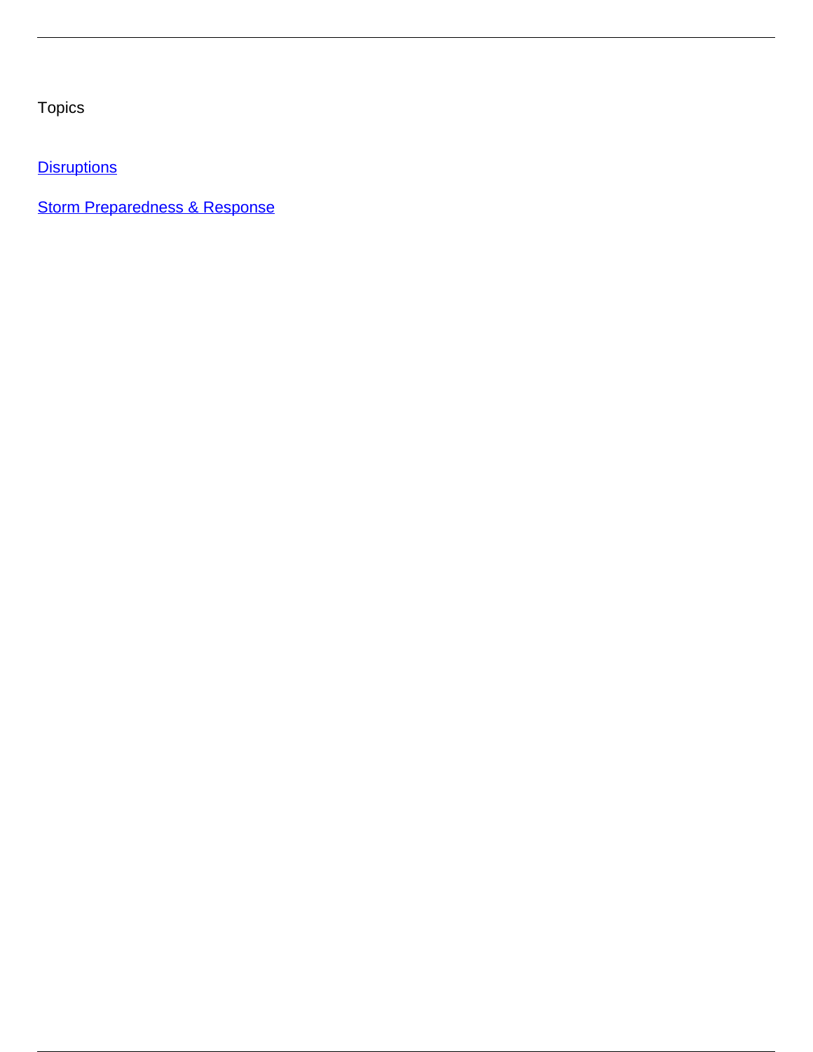Topics

[Disruptions]()

[Storm Preparedness & Response]()